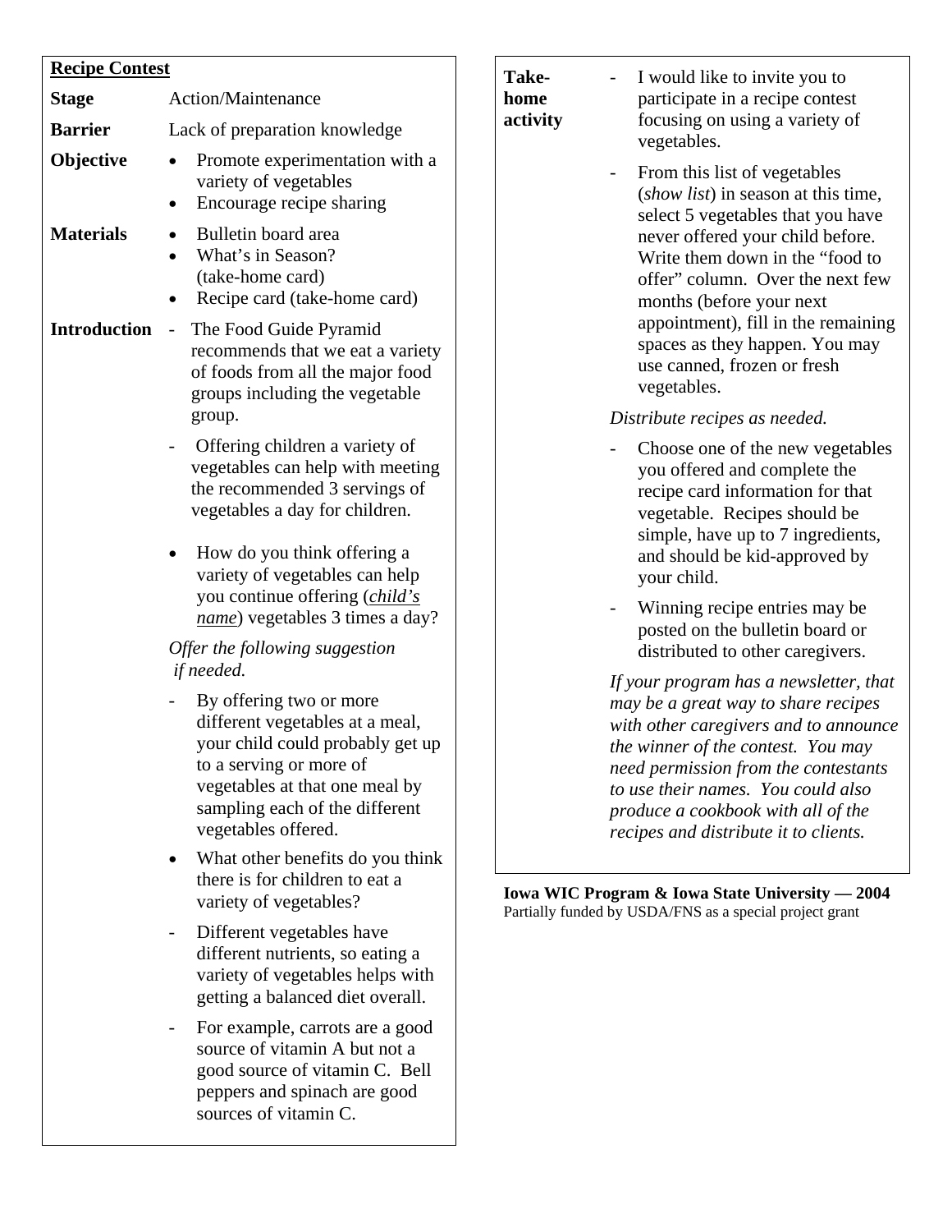## Recipe Contest

**Stage** Action/Maintenance

**Barrier** Lack of preparation knowledge

**Objective**

- Promote experimentation with a variety of vegetables
- Encourage recipe sharing

**Materials**

- Bulletin board area
- What's in Season? (take-home card)
- Recipe card (take-home card)

**Introduction**

- The Food Guide Pyramid recommends that we eat a variety of foods from all the major food groups including the vegetable group.
- Offering children a variety of vegetables can help with meeting the recommended 3 servings of vegetables a day for children.

- How do you think offering a variety of vegetables can help you continue offering (***child's name***) vegetables 3 times a day?

*Offer the following suggestion if needed.*

- By offering two or more different vegetables at a meal, your child could probably get up to a serving or more of vegetables at that one meal by sampling each of the different vegetables offered.

- What other benefits do you think there is for children to eat a variety of vegetables?

- Different vegetables have different nutrients, so eating a variety of vegetables helps with getting a balanced diet overall.
- For example, carrots are a good source of vitamin A but not a good source of vitamin C. Bell peppers and spinach are good sources of vitamin C.

**Take-home activity**

- I would like to invite you to participate in a recipe contest focusing on using a variety of vegetables.
- From this list of vegetables (*show list*) in season at this time, select 5 vegetables that you have never offered your child before. Write them down in the "food to offer" column. Over the next few months (before your next appointment), fill in the remaining spaces as they happen. You may use canned, frozen or fresh vegetables.

*Distribute recipes as needed.*

- Choose one of the new vegetables you offered and complete the recipe card information for that vegetable. Recipes should be simple, have up to 7 ingredients, and should be kid-approved by your child.
- Winning recipe entries may be posted on the bulletin board or distributed to other caregivers.

*If your program has a newsletter, that may be a great way to share recipes with other caregivers and to announce the winner of the contest. You may need permission from the contestants to use their names. You could also produce a cookbook with all of the recipes and distribute it to clients.*

**Iowa WIC Program & Iowa State University — 2004**
Partially funded by USDA/FNS as a special project grant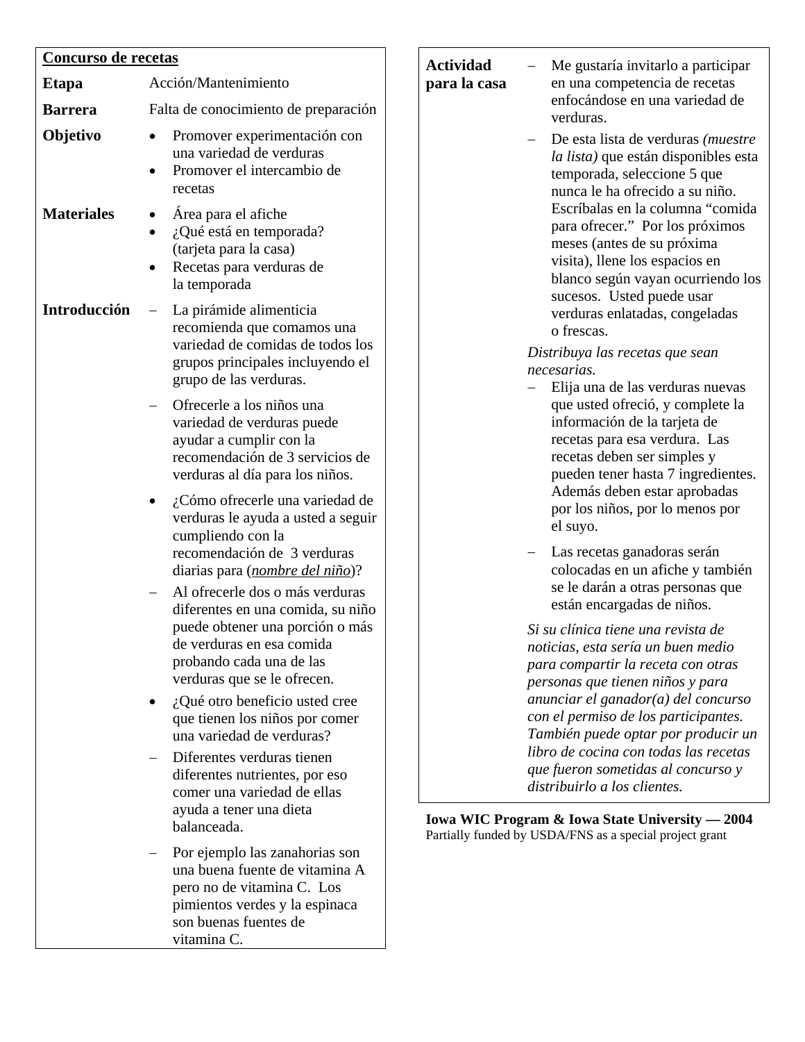## Concurso de recetas

**Etapa**

Acción/Mantenimiento

**Barrera**

Falta de conocimiento de preparación

**Objetivo**

- Promover experimentación con una variedad de verduras
- Promover el intercambio de recetas

**Materiales**

- Área para el afiche
- ¿Qué está en temporada? (tarjeta para la casa)
- Recetas para verduras de la temporada

**Introducción**

– La pirámide alimenticia recomienda que comamos una variedad de comidas de todos los grupos principales incluyendo el grupo de las verduras.

– Ofrecerle a los niños una variedad de verduras puede ayudar a cumplir con la recomendación de 3 servicios de verduras al día para los niños.

- ¿Cómo ofrecerle una variedad de verduras le ayuda a usted a seguir cumpliendo con la recomendación de 3 verduras diarias para (*nombre del niño*)?

– Al ofrecerle dos o más verduras diferentes en una comida, su niño puede obtener una porción o más de verduras en esa comida probando cada una de las verduras que se le ofrecen.

- ¿Qué otro beneficio usted cree que tienen los niños por comer una variedad de verduras?

– Diferentes verduras tienen diferentes nutrientes, por eso comer una variedad de ellas ayuda a tener una dieta balanceada.

– Por ejemplo las zanahorias son una buena fuente de vitamina A pero no de vitamina C. Los pimientos verdes y la espinaca son buenas fuentes de vitamina C.

**Actividad para la casa**

– Me gustaría invitarlo a participar en una competencia de recetas enfocándose en una variedad de verduras.

– De esta lista de verduras *(muestre la lista)* que están disponibles esta temporada, seleccione 5 que nunca le ha ofrecido a su niño. Escríbalas en la columna "comida para ofrecer." Por los próximos meses (antes de su próxima visita), llene los espacios en blanco según vayan ocurriendo los sucesos. Usted puede usar verduras enlatadas, congeladas o frescas.

*Distribuya las recetas que sean necesarias.*

– Elija una de las verduras nuevas que usted ofreció, y complete la información de la tarjeta de recetas para esa verdura. Las recetas deben ser simples y pueden tener hasta 7 ingredientes. Además deben estar aprobadas por los niños, por lo menos por el suyo.

– Las recetas ganadoras serán colocadas en un afiche y también se le darán a otras personas que están encargadas de niños.

*Si su clínica tiene una revista de noticias, esta sería un buen medio para compartir la receta con otras personas que tienen niños y para anunciar el ganador(a) del concurso con el permiso de los participantes. También puede optar por producir un libro de cocina con todas las recetas que fueron sometidas al concurso y distribuirlo a los clientes.*

**Iowa WIC Program & Iowa State University — 2004**
Partially funded by USDA/FNS as a special project grant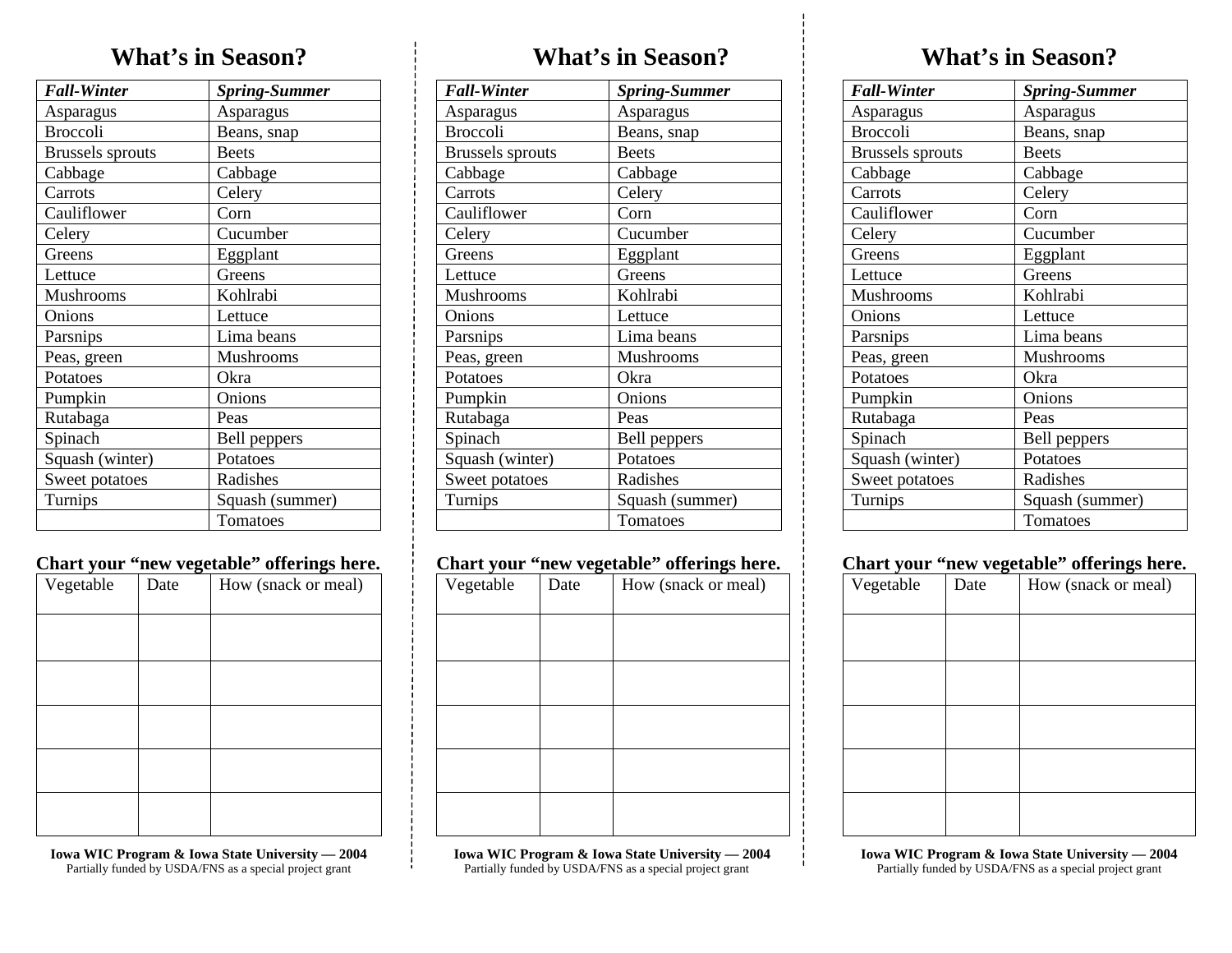## What's in Season?

| *Fall-Winter* | *Spring-Summer* |
|---|---|
| Asparagus | Asparagus |
| Broccoli | Beans, snap |
| Brussels sprouts | Beets |
| Cabbage | Cabbage |
| Carrots | Celery |
| Cauliflower | Corn |
| Celery | Cucumber |
| Greens | Eggplant |
| Lettuce | Greens |
| Mushrooms | Kohlrabi |
| Onions | Lettuce |
| Parsnips | Lima beans |
| Peas, green | Mushrooms |
| Potatoes | Okra |
| Pumpkin | Onions |
| Rutabaga | Peas |
| Spinach | Bell peppers |
| Squash (winter) | Potatoes |
| Sweet potatoes | Radishes |
| Turnips | Squash (summer) |
| | Tomatoes |

**Chart your "new vegetable" offerings here.**

| Vegetable | Date | How (snack or meal) |
|---|---|---|
| | | |
| | | |
| | | |
| | | |
| | | |

**Iowa WIC Program & Iowa State University — 2004**
Partially funded by USDA/FNS as a special project grant

## What's in Season?

| *Fall-Winter* | *Spring-Summer* |
|---|---|
| Asparagus | Asparagus |
| Broccoli | Beans, snap |
| Brussels sprouts | Beets |
| Cabbage | Cabbage |
| Carrots | Celery |
| Cauliflower | Corn |
| Celery | Cucumber |
| Greens | Eggplant |
| Lettuce | Greens |
| Mushrooms | Kohlrabi |
| Onions | Lettuce |
| Parsnips | Lima beans |
| Peas, green | Mushrooms |
| Potatoes | Okra |
| Pumpkin | Onions |
| Rutabaga | Peas |
| Spinach | Bell peppers |
| Squash (winter) | Potatoes |
| Sweet potatoes | Radishes |
| Turnips | Squash (summer) |
| | Tomatoes |

**Chart your "new vegetable" offerings here.**

| Vegetable | Date | How (snack or meal) |
|---|---|---|
| | | |
| | | |
| | | |
| | | |
| | | |

**Iowa WIC Program & Iowa State University — 2004**
Partially funded by USDA/FNS as a special project grant

## What's in Season?

| *Fall-Winter* | *Spring-Summer* |
|---|---|
| Asparagus | Asparagus |
| Broccoli | Beans, snap |
| Brussels sprouts | Beets |
| Cabbage | Cabbage |
| Carrots | Celery |
| Cauliflower | Corn |
| Celery | Cucumber |
| Greens | Eggplant |
| Lettuce | Greens |
| Mushrooms | Kohlrabi |
| Onions | Lettuce |
| Parsnips | Lima beans |
| Peas, green | Mushrooms |
| Potatoes | Okra |
| Pumpkin | Onions |
| Rutabaga | Peas |
| Spinach | Bell peppers |
| Squash (winter) | Potatoes |
| Sweet potatoes | Radishes |
| Turnips | Squash (summer) |
| | Tomatoes |

**Chart your "new vegetable" offerings here.**

| Vegetable | Date | How (snack or meal) |
|---|---|---|
| | | |
| | | |
| | | |
| | | |
| | | |

**Iowa WIC Program & Iowa State University — 2004**
Partially funded by USDA/FNS as a special project grant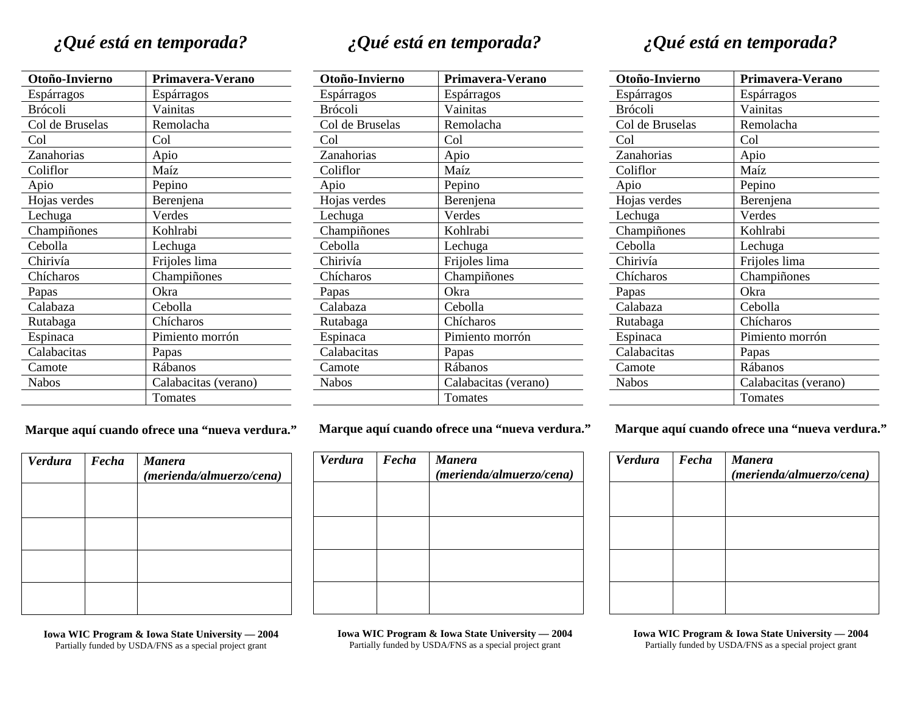## ¿Qué está en temporada?

| Otoño-Invierno | Primavera-Verano |
|---|---|
| Espárragos | Espárragos |
| Brócoli | Vainitas |
| Col de Bruselas | Remolacha |
| Col | Col |
| Zanahorias | Apio |
| Coliflor | Maíz |
| Apio | Pepino |
| Hojas verdes | Berenjena |
| Lechuga | Verdes |
| Champiñones | Kohlrabi |
| Cebolla | Lechuga |
| Chirivía | Frijoles lima |
| Chícharos | Champiñones |
| Papas | Okra |
| Calabaza | Cebolla |
| Rutabaga | Chícharos |
| Espinaca | Pimiento morrón |
| Calabacitas | Papas |
| Camote | Rábanos |
| Nabos | Calabacitas (verano) |
| | Tomates |

**Marque aquí cuando ofrece una "nueva verdura."**

| *Verdura* | *Fecha* | *Manera (merienda/almuerzo/cena)* |
|---|---|---|
| | | |
| | | |
| | | |
| | | |

**Iowa WIC Program & Iowa State University — 2004**
Partially funded by USDA/FNS as a special project grant

## ¿Qué está en temporada?

| Otoño-Invierno | Primavera-Verano |
|---|---|
| Espárragos | Espárragos |
| Brócoli | Vainitas |
| Col de Bruselas | Remolacha |
| Col | Col |
| Zanahorias | Apio |
| Coliflor | Maíz |
| Apio | Pepino |
| Hojas verdes | Berenjena |
| Lechuga | Verdes |
| Champiñones | Kohlrabi |
| Cebolla | Lechuga |
| Chirivía | Frijoles lima |
| Chícharos | Champiñones |
| Papas | Okra |
| Calabaza | Cebolla |
| Rutabaga | Chícharos |
| Espinaca | Pimiento morrón |
| Calabacitas | Papas |
| Camote | Rábanos |
| Nabos | Calabacitas (verano) |
| | Tomates |

**Marque aquí cuando ofrece una "nueva verdura."**

| *Verdura* | *Fecha* | *Manera (merienda/almuerzo/cena)* |
|---|---|---|
| | | |
| | | |
| | | |
| | | |

**Iowa WIC Program & Iowa State University — 2004**
Partially funded by USDA/FNS as a special project grant

## ¿Qué está en temporada?

| Otoño-Invierno | Primavera-Verano |
|---|---|
| Espárragos | Espárragos |
| Brócoli | Vainitas |
| Col de Bruselas | Remolacha |
| Col | Col |
| Zanahorias | Apio |
| Coliflor | Maíz |
| Apio | Pepino |
| Hojas verdes | Berenjena |
| Lechuga | Verdes |
| Champiñones | Kohlrabi |
| Cebolla | Lechuga |
| Chirivía | Frijoles lima |
| Chícharos | Champiñones |
| Papas | Okra |
| Calabaza | Cebolla |
| Rutabaga | Chícharos |
| Espinaca | Pimiento morrón |
| Calabacitas | Papas |
| Camote | Rábanos |
| Nabos | Calabacitas (verano) |
| | Tomates |

**Marque aquí cuando ofrece una "nueva verdura."**

| *Verdura* | *Fecha* | *Manera (merienda/almuerzo/cena)* |
|---|---|---|
| | | |
| | | |
| | | |
| | | |

**Iowa WIC Program & Iowa State University — 2004**
Partially funded by USDA/FNS as a special project grant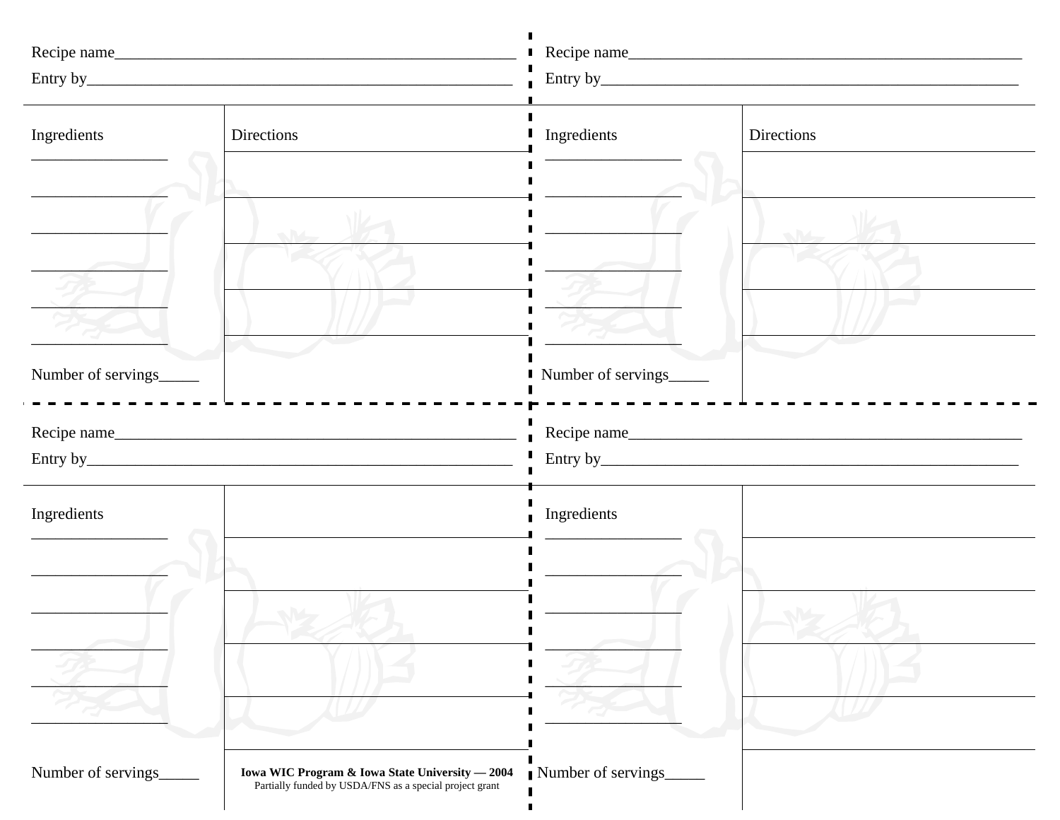Recipe name____________________________________________________

Entry by_______________________________________________________

| Ingredients | Directions |
| --- | --- |
| _________________ | |
| _________________ | |
| _________________ | |
| _________________ | |
| _________________ | |
| _________________ | |
| Number of servings_____ | |

---

Recipe name____________________________________________________

Entry by_______________________________________________________

| Ingredients | Directions |
| --- | --- |
| _________________ | |
| _________________ | |
| _________________ | |
| _________________ | |
| _________________ | |
| _________________ | |
| Number of servings_____ | |

---

Recipe name____________________________________________________

Entry by_______________________________________________________

| Ingredients | |
| --- | --- |
| _________________ | |
| _________________ | |
| _________________ | |
| _________________ | |
| _________________ | |
| _________________ | |
| Number of servings_____ | |

**Iowa WIC Program & Iowa State University — 2004**
Partially funded by USDA/FNS as a special project grant

---

Recipe name____________________________________________________

Entry by_______________________________________________________

| Ingredients | |
| --- | --- |
| _________________ | |
| _________________ | |
| _________________ | |
| _________________ | |
| _________________ | |
| _________________ | |
| Number of servings_____ | |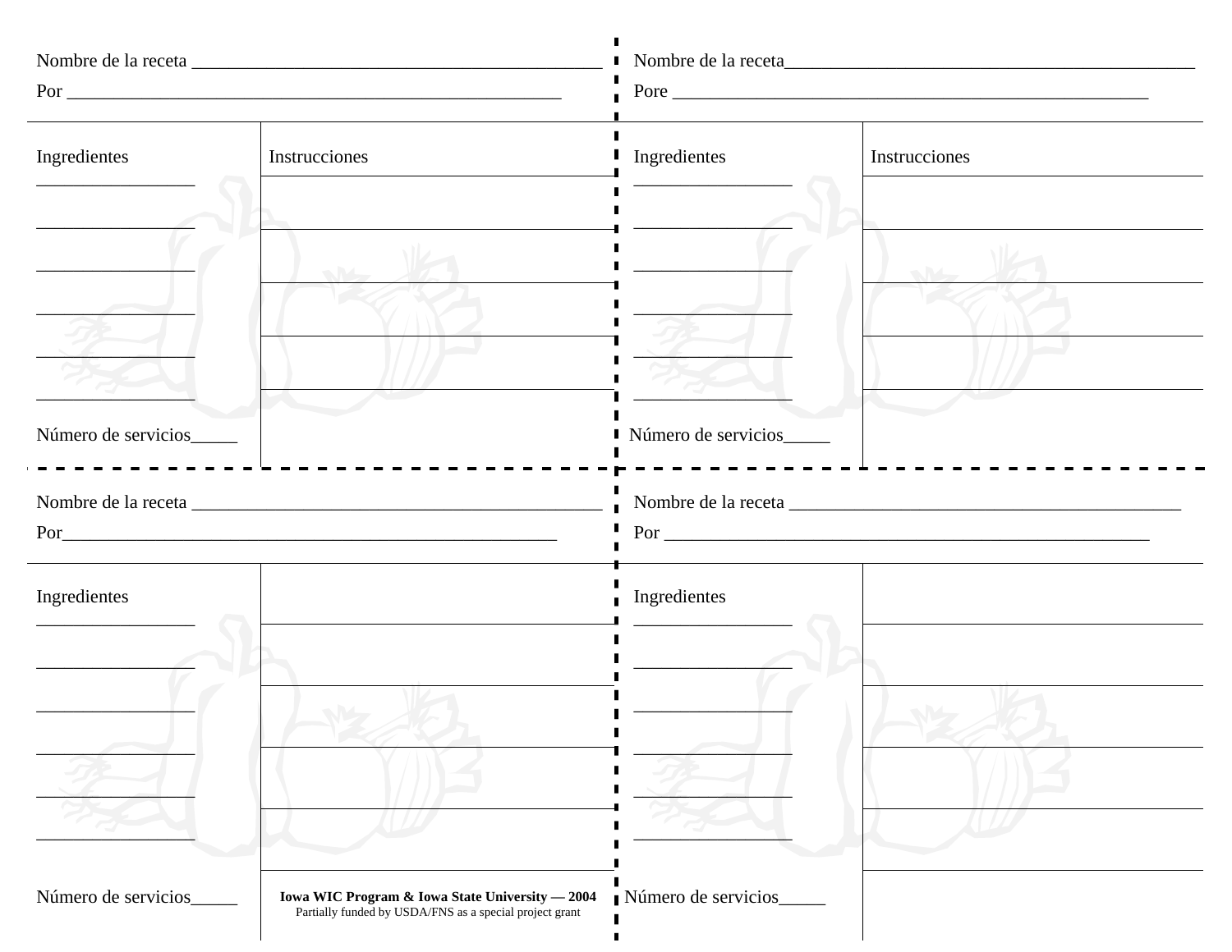Nombre de la receta ____________________________________________

Por ____________________________________________________

| Ingredientes | Instrucciones |
|---|---|
| ________________ | |
| ________________ | |
| ________________ | |
| ________________ | |
| ________________ | |
| ________________ | |
| Número de servicios_____ | |

Nombre de la receta____________________________________________

Pore ____________________________________________________

| Ingredientes | Instrucciones |
|---|---|
| ________________ | |
| ________________ | |
| ________________ | |
| ________________ | |
| ________________ | |
| ________________ | |
| Número de servicios_____ | |

Nombre de la receta ____________________________________________

Por____________________________________________________

| Ingredientes | |
|---|---|
| ________________ | |
| ________________ | |
| ________________ | |
| ________________ | |
| ________________ | |
| ________________ | |
| Número de servicios_____ | |

**Iowa WIC Program & Iowa State University — 2004**
Partially funded by USDA/FNS as a special project grant

Nombre de la receta ________________________________________

Por ____________________________________________________

| Ingredientes | |
|---|---|
| ________________ | |
| ________________ | |
| ________________ | |
| ________________ | |
| ________________ | |
| ________________ | |
| Número de servicios_____ | |